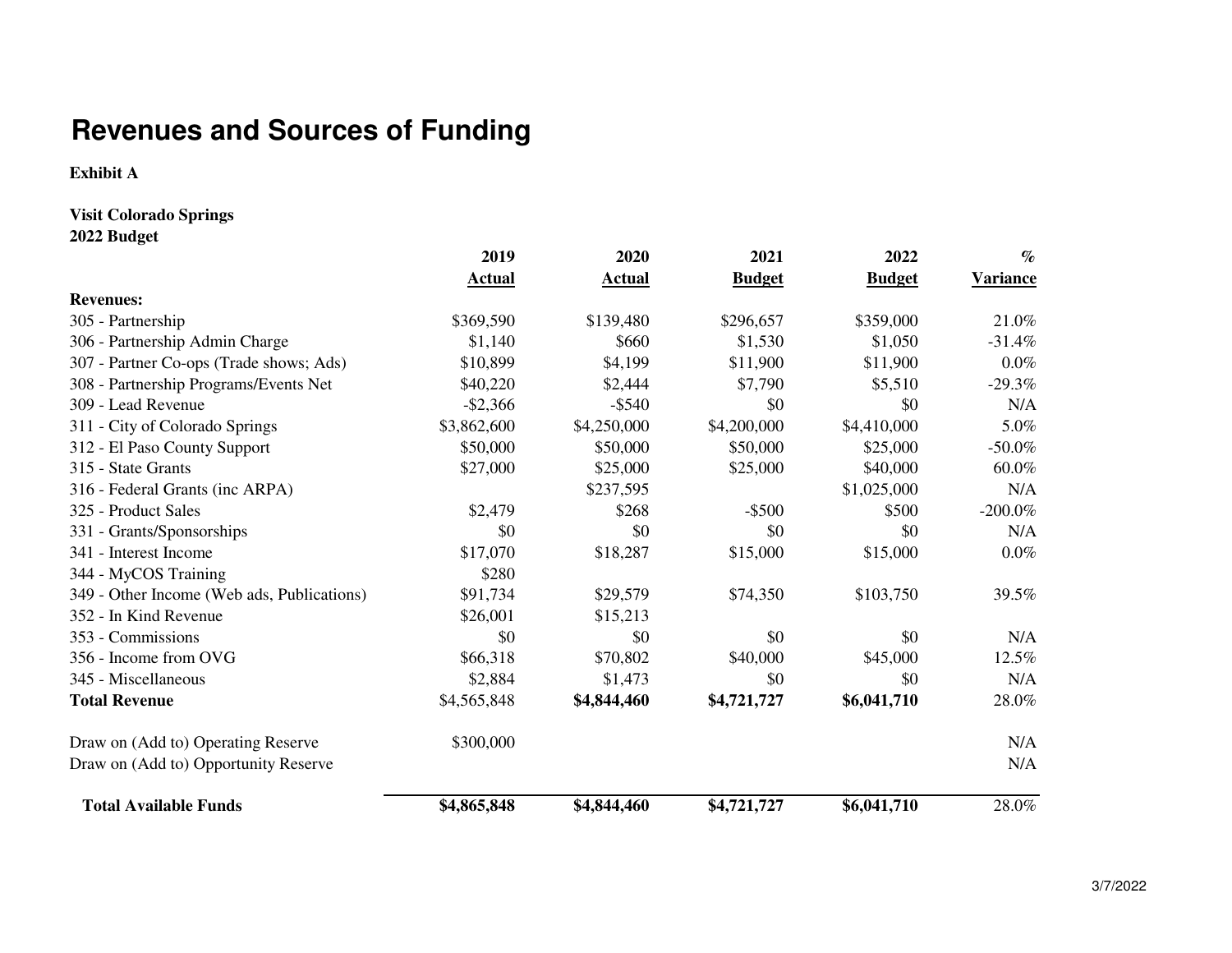# Revenues and Sources of Funding

**Exhibit A**

**Visit Colorado Springs**
**2022 Budget**

| | 2019 Actual | 2020 Actual | 2021 Budget | 2022 Budget | % Variance |
|---|---|---|---|---|---|
| **Revenues:** | | | | | |
| 305 - Partnership | $369,590 | $139,480 | $296,657 | $359,000 | 21.0% |
| 306 - Partnership Admin Charge | $1,140 | $660 | $1,530 | $1,050 | -31.4% |
| 307 - Partner Co-ops (Trade shows; Ads) | $10,899 | $4,199 | $11,900 | $11,900 | 0.0% |
| 308 - Partnership Programs/Events Net | $40,220 | $2,444 | $7,790 | $5,510 | -29.3% |
| 309 - Lead Revenue | -$2,366 | -$540 | $0 | $0 | N/A |
| 311 - City of Colorado Springs | $3,862,600 | $4,250,000 | $4,200,000 | $4,410,000 | 5.0% |
| 312 - El Paso County Support | $50,000 | $50,000 | $50,000 | $25,000 | -50.0% |
| 315 - State Grants | $27,000 | $25,000 | $25,000 | $40,000 | 60.0% |
| 316 - Federal Grants (inc ARPA) | | $237,595 | | $1,025,000 | N/A |
| 325 - Product Sales | $2,479 | $268 | -$500 | $500 | -200.0% |
| 331 - Grants/Sponsorships | $0 | $0 | $0 | $0 | N/A |
| 341 - Interest Income | $17,070 | $18,287 | $15,000 | $15,000 | 0.0% |
| 344 - MyCOS Training | $280 | | | | |
| 349 - Other Income (Web ads, Publications) | $91,734 | $29,579 | $74,350 | $103,750 | 39.5% |
| 352 - In Kind Revenue | $26,001 | $15,213 | | | |
| 353 - Commissions | $0 | $0 | $0 | $0 | N/A |
| 356 - Income from OVG | $66,318 | $70,802 | $40,000 | $45,000 | 12.5% |
| 345 - Miscellaneous | $2,884 | $1,473 | $0 | $0 | N/A |
| **Total Revenue** | $4,565,848 | **$4,844,460** | **$4,721,727** | **$6,041,710** | 28.0% |
| Draw on (Add to) Operating Reserve | $300,000 | | | | N/A |
| Draw on (Add to) Opportunity Reserve | | | | | N/A |
| **Total Available Funds** | **$4,865,848** | **$4,844,460** | **$4,721,727** | **$6,041,710** | 28.0% |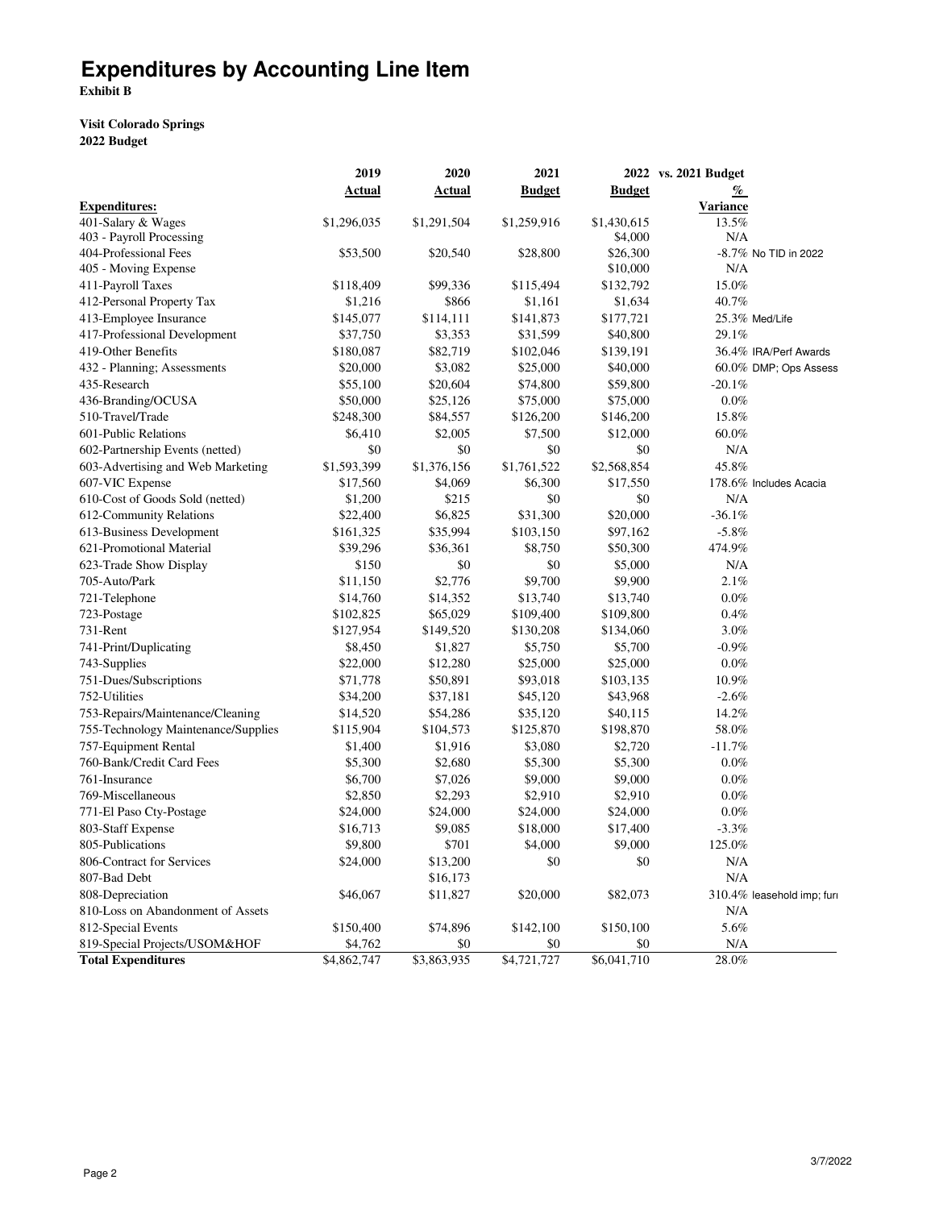# Expenditures by Accounting Line Item

**Exhibit B**

**Visit Colorado Springs**
**2022 Budget**

| | 2019 Actual | 2020 Actual | 2021 Budget | 2022 Budget | vs. 2021 Budget % Variance | |
|---|---|---|---|---|---|---|
| **Expenditures:** | | | | | | |
| 401-Salary & Wages | $1,296,035 | $1,291,504 | $1,259,916 | $1,430,615 | 13.5% | |
| 403 - Payroll Processing | | | | $4,000 | N/A | |
| 404-Professional Fees | $53,500 | $20,540 | $28,800 | $26,300 | -8.7% | No TID in 2022 |
| 405 - Moving Expense | | | | $10,000 | N/A | |
| 411-Payroll Taxes | $118,409 | $99,336 | $115,494 | $132,792 | 15.0% | |
| 412-Personal Property Tax | $1,216 | $866 | $1,161 | $1,634 | 40.7% | |
| 413-Employee Insurance | $145,077 | $114,111 | $141,873 | $177,721 | 25.3% | Med/Life |
| 417-Professional Development | $37,750 | $3,353 | $31,599 | $40,800 | 29.1% | |
| 419-Other Benefits | $180,087 | $82,719 | $102,046 | $139,191 | 36.4% | IRA/Perf Awards |
| 432 - Planning; Assessments | $20,000 | $3,082 | $25,000 | $40,000 | 60.0% | DMP; Ops Assess |
| 435-Research | $55,100 | $20,604 | $74,800 | $59,800 | -20.1% | |
| 436-Branding/OCUSA | $50,000 | $25,126 | $75,000 | $75,000 | 0.0% | |
| 510-Travel/Trade | $248,300 | $84,557 | $126,200 | $146,200 | 15.8% | |
| 601-Public Relations | $6,410 | $2,005 | $7,500 | $12,000 | 60.0% | |
| 602-Partnership Events (netted) | $0 | $0 | $0 | $0 | N/A | |
| 603-Advertising and Web Marketing | $1,593,399 | $1,376,156 | $1,761,522 | $2,568,854 | 45.8% | |
| 607-VIC Expense | $17,560 | $4,069 | $6,300 | $17,550 | 178.6% | Includes Acacia |
| 610-Cost of Goods Sold (netted) | $1,200 | $215 | $0 | $0 | N/A | |
| 612-Community Relations | $22,400 | $6,825 | $31,300 | $20,000 | -36.1% | |
| 613-Business Development | $161,325 | $35,994 | $103,150 | $97,162 | -5.8% | |
| 621-Promotional Material | $39,296 | $36,361 | $8,750 | $50,300 | 474.9% | |
| 623-Trade Show Display | $150 | $0 | $0 | $5,000 | N/A | |
| 705-Auto/Park | $11,150 | $2,776 | $9,700 | $9,900 | 2.1% | |
| 721-Telephone | $14,760 | $14,352 | $13,740 | $13,740 | 0.0% | |
| 723-Postage | $102,825 | $65,029 | $109,400 | $109,800 | 0.4% | |
| 731-Rent | $127,954 | $149,520 | $130,208 | $134,060 | 3.0% | |
| 741-Print/Duplicating | $8,450 | $1,827 | $5,750 | $5,700 | -0.9% | |
| 743-Supplies | $22,000 | $12,280 | $25,000 | $25,000 | 0.0% | |
| 751-Dues/Subscriptions | $71,778 | $50,891 | $93,018 | $103,135 | 10.9% | |
| 752-Utilities | $34,200 | $37,181 | $45,120 | $43,968 | -2.6% | |
| 753-Repairs/Maintenance/Cleaning | $14,520 | $54,286 | $35,120 | $40,115 | 14.2% | |
| 755-Technology Maintenance/Supplies | $115,904 | $104,573 | $125,870 | $198,870 | 58.0% | |
| 757-Equipment Rental | $1,400 | $1,916 | $3,080 | $2,720 | -11.7% | |
| 760-Bank/Credit Card Fees | $5,300 | $2,680 | $5,300 | $5,300 | 0.0% | |
| 761-Insurance | $6,700 | $7,026 | $9,000 | $9,000 | 0.0% | |
| 769-Miscellaneous | $2,850 | $2,293 | $2,910 | $2,910 | 0.0% | |
| 771-El Paso Cty-Postage | $24,000 | $24,000 | $24,000 | $24,000 | 0.0% | |
| 803-Staff Expense | $16,713 | $9,085 | $18,000 | $17,400 | -3.3% | |
| 805-Publications | $9,800 | $701 | $4,000 | $9,000 | 125.0% | |
| 806-Contract for Services | $24,000 | $13,200 | $0 | $0 | N/A | |
| 807-Bad Debt | | $16,173 | | | N/A | |
| 808-Depreciation | $46,067 | $11,827 | $20,000 | $82,073 | 310.4% | leasehold imp; furi |
| 810-Loss on Abandonment of Assets | | | | | N/A | |
| 812-Special Events | $150,400 | $74,896 | $142,100 | $150,100 | 5.6% | |
| 819-Special Projects/USOM&HOF | $4,762 | $0 | $0 | $0 | N/A | |
| **Total Expenditures** | $4,862,747 | $3,863,935 | $4,721,727 | $6,041,710 | 28.0% | |

3/7/2022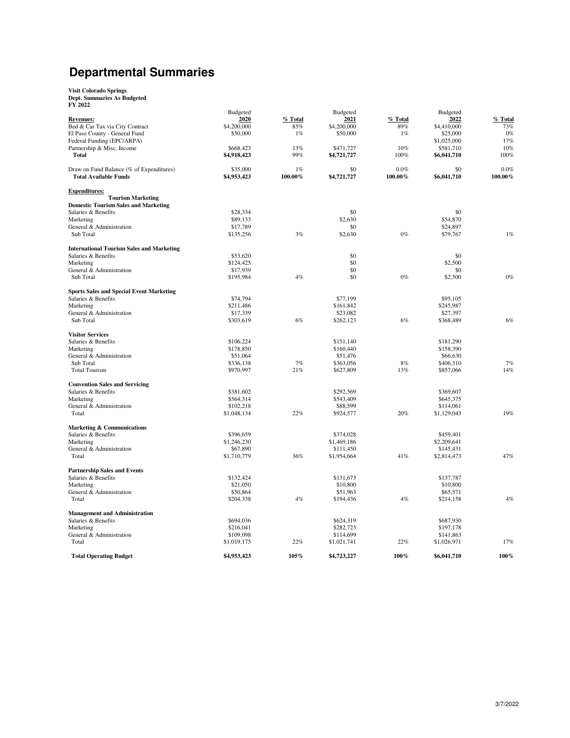# Departmental Summaries

**Visit Colorado Springs**
**Dept. Summaries As Budgeted**
**FY 2022**

| **Revenues:** | Budgeted 2020 | % Total | Budgeted 2021 | % Total | Budgeted 2022 | % Total |
|---|---|---|---|---|---|---|
| Bed & Car Tax via City Contract | $4,200,000 | 85% | $4,200,000 | 89% | $4,410,000 | 73% |
| El Paso County - General Fund | $50,000 | 1% | $50,000 | 1% | $25,000 | 0% |
| Federal Funding (EPC/ARPA) | | | | | $1,025,000 | 17% |
| Partnership & Misc. Income | $668,423 | 13% | $471,727 | 10% | $581,710 | 10% |
| **Total** | **$4,918,423** | 99% | **$4,721,727** | 100% | **$6,041,710** | 100% |
| | | | | | | |
| Draw on Fund Balance (% of Expenditures) | $35,000 | 1% | $0 | 0.0% | $0 | 0.0% |
| **Total Available Funds** | **$4,953,423** | **100.00%** | **$4,721,727** | **100.00%** | **$6,041,710** | **100.00%** |
| | | | | | | |
| **Expenditures:** | | | | | | |
| **Tourism Marketing** | | | | | | |
| **Domestic Tourism Sales and Marketing** | | | | | | |
| Salaries & Benefits | $28,334 | | $0 | | $0 | |
| Marketing | $89,133 | | $2,630 | | $54,870 | |
| General & Administration | $17,789 | | $0 | | $24,897 | |
| Sub Total | $135,256 | 3% | $2,630 | 0% | $79,767 | 1% |
| | | | | | | |
| **International Tourism Sales and Marketing** | | | | | | |
| Salaries & Benefits | $53,620 | | $0 | | $0 | |
| Marketing | $124,425 | | $0 | | $2,500 | |
| General & Administration | $17,939 | | $0 | | $0 | |
| Sub Total | $195,984 | 4% | $0 | 0% | $2,500 | 0% |
| | | | | | | |
| **Sports Sales and Special Event Marketing** | | | | | | |
| Salaries & Benefits | $74,794 | | $77,199 | | $95,105 | |
| Marketing | $211,486 | | $161,842 | | $245,987 | |
| General & Administration | $17,339 | | $23,082 | | $27,397 | |
| Sub Total | $303,619 | 6% | $262,123 | 6% | $368,489 | 6% |
| | | | | | | |
| **Visitor Services** | | | | | | |
| Salaries & Benefits | $106,224 | | $151,140 | | $181,290 | |
| Marketing | $178,850 | | $160,440 | | $158,390 | |
| General & Administration | $51,064 | | $51,476 | | $66,630 | |
| Sub Total | $336,138 | 7% | $363,056 | 8% | $406,310 | 7% |
| Total Tourism | $970,997 | 21% | $627,809 | 13% | $857,066 | 14% |
| | | | | | | |
| **Convention Sales and Servicing** | | | | | | |
| Salaries & Benefits | $381,602 | | $292,569 | | $369,607 | |
| Marketing | $564,314 | | $543,409 | | $645,375 | |
| General & Administration | $102,218 | | $88,599 | | $114,061 | |
| Total | $1,048,134 | 22% | $924,577 | 20% | $1,129,043 | 19% |
| | | | | | | |
| **Marketing & Communications** | | | | | | |
| Salaries & Benefits | $396,659 | | $374,028 | | $459,401 | |
| Marketing | $1,246,230 | | $1,469,186 | | $2,209,641 | |
| General & Administration | $67,890 | | $111,450 | | $145,431 | |
| Total | $1,710,779 | 36% | $1,954,664 | 41% | $2,814,473 | 47% |
| | | | | | | |
| **Partnership Sales and Events** | | | | | | |
| Salaries & Benefits | $132,424 | | $131,673 | | $137,787 | |
| Marketing | $21,050 | | $10,800 | | $10,800 | |
| General & Administration | $50,864 | | $51,963 | | $65,571 | |
| Total | $204,338 | 4% | $194,436 | 4% | $214,158 | 4% |
| | | | | | | |
| **Management and Administration** | | | | | | |
| Salaries & Benefits | $694,036 | | $624,319 | | $687,930 | |
| Marketing | $216,041 | | $282,723 | | $197,178 | |
| General & Administration | $109,098 | | $114,699 | | $141,863 | |
| Total | $1,019,175 | 22% | $1,021,741 | 22% | $1,026,971 | 17% |
| | | | | | | |
| **Total Operating Budget** | **$4,953,423** | **105%** | **$4,723,227** | **100%** | **$6,041,710** | **100%** |

3/7/2022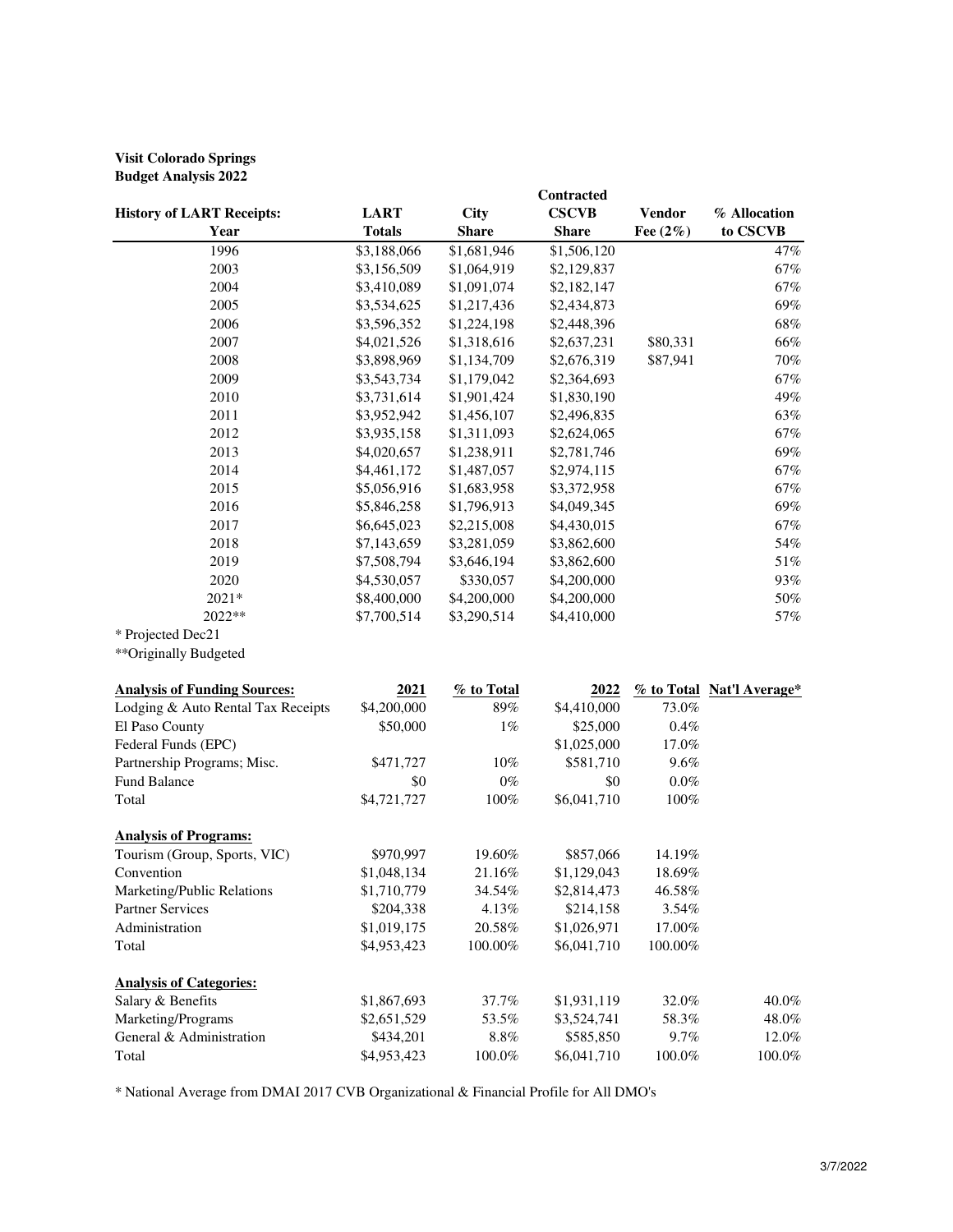**Visit Colorado Springs**
**Budget Analysis 2022**

| History of LART Receipts: Year | LART Totals | City Share | Contracted CSCVB Share | Vendor Fee (2%) | % Allocation to CSCVB |
|---|---|---|---|---|---|
| 1996 | $3,188,066 | $1,681,946 | $1,506,120 | | 47% |
| 2003 | $3,156,509 | $1,064,919 | $2,129,837 | | 67% |
| 2004 | $3,410,089 | $1,091,074 | $2,182,147 | | 67% |
| 2005 | $3,534,625 | $1,217,436 | $2,434,873 | | 69% |
| 2006 | $3,596,352 | $1,224,198 | $2,448,396 | | 68% |
| 2007 | $4,021,526 | $1,318,616 | $2,637,231 | $80,331 | 66% |
| 2008 | $3,898,969 | $1,134,709 | $2,676,319 | $87,941 | 70% |
| 2009 | $3,543,734 | $1,179,042 | $2,364,693 | | 67% |
| 2010 | $3,731,614 | $1,901,424 | $1,830,190 | | 49% |
| 2011 | $3,952,942 | $1,456,107 | $2,496,835 | | 63% |
| 2012 | $3,935,158 | $1,311,093 | $2,624,065 | | 67% |
| 2013 | $4,020,657 | $1,238,911 | $2,781,746 | | 69% |
| 2014 | $4,461,172 | $1,487,057 | $2,974,115 | | 67% |
| 2015 | $5,056,916 | $1,683,958 | $3,372,958 | | 67% |
| 2016 | $5,846,258 | $1,796,913 | $4,049,345 | | 69% |
| 2017 | $6,645,023 | $2,215,008 | $4,430,015 | | 67% |
| 2018 | $7,143,659 | $3,281,059 | $3,862,600 | | 54% |
| 2019 | $7,508,794 | $3,646,194 | $3,862,600 | | 51% |
| 2020 | $4,530,057 | $330,057 | $4,200,000 | | 93% |
| 2021* | $8,400,000 | $4,200,000 | $4,200,000 | | 50% |
| 2022** | $7,700,514 | $3,290,514 | $4,410,000 | | 57% |

\* Projected Dec21
**Originally Budgeted

| Analysis of Funding Sources: | 2021 | % to Total | 2022 | % to Total | Nat'l Average* |
|---|---|---|---|---|---|
| Lodging & Auto Rental Tax Receipts | $4,200,000 | 89% | $4,410,000 | 73.0% | |
| El Paso County | $50,000 | 1% | $25,000 | 0.4% | |
| Federal Funds (EPC) | | | $1,025,000 | 17.0% | |
| Partnership Programs; Misc. | $471,727 | 10% | $581,710 | 9.6% | |
| Fund Balance | $0 | 0% | $0 | 0.0% | |
| Total | $4,721,727 | 100% | $6,041,710 | 100% | |
| **Analysis of Programs:** | | | | | |
| Tourism (Group, Sports, VIC) | $970,997 | 19.60% | $857,066 | 14.19% | |
| Convention | $1,048,134 | 21.16% | $1,129,043 | 18.69% | |
| Marketing/Public Relations | $1,710,779 | 34.54% | $2,814,473 | 46.58% | |
| Partner Services | $204,338 | 4.13% | $214,158 | 3.54% | |
| Administration | $1,019,175 | 20.58% | $1,026,971 | 17.00% | |
| Total | $4,953,423 | 100.00% | $6,041,710 | 100.00% | |
| **Analysis of Categories:** | | | | | |
| Salary & Benefits | $1,867,693 | 37.7% | $1,931,119 | 32.0% | 40.0% |
| Marketing/Programs | $2,651,529 | 53.5% | $3,524,741 | 58.3% | 48.0% |
| General & Administration | $434,201 | 8.8% | $585,850 | 9.7% | 12.0% |
| Total | $4,953,423 | 100.0% | $6,041,710 | 100.0% | 100.0% |

\* National Average from DMAI 2017 CVB Organizational & Financial Profile for All DMO's

3/7/2022